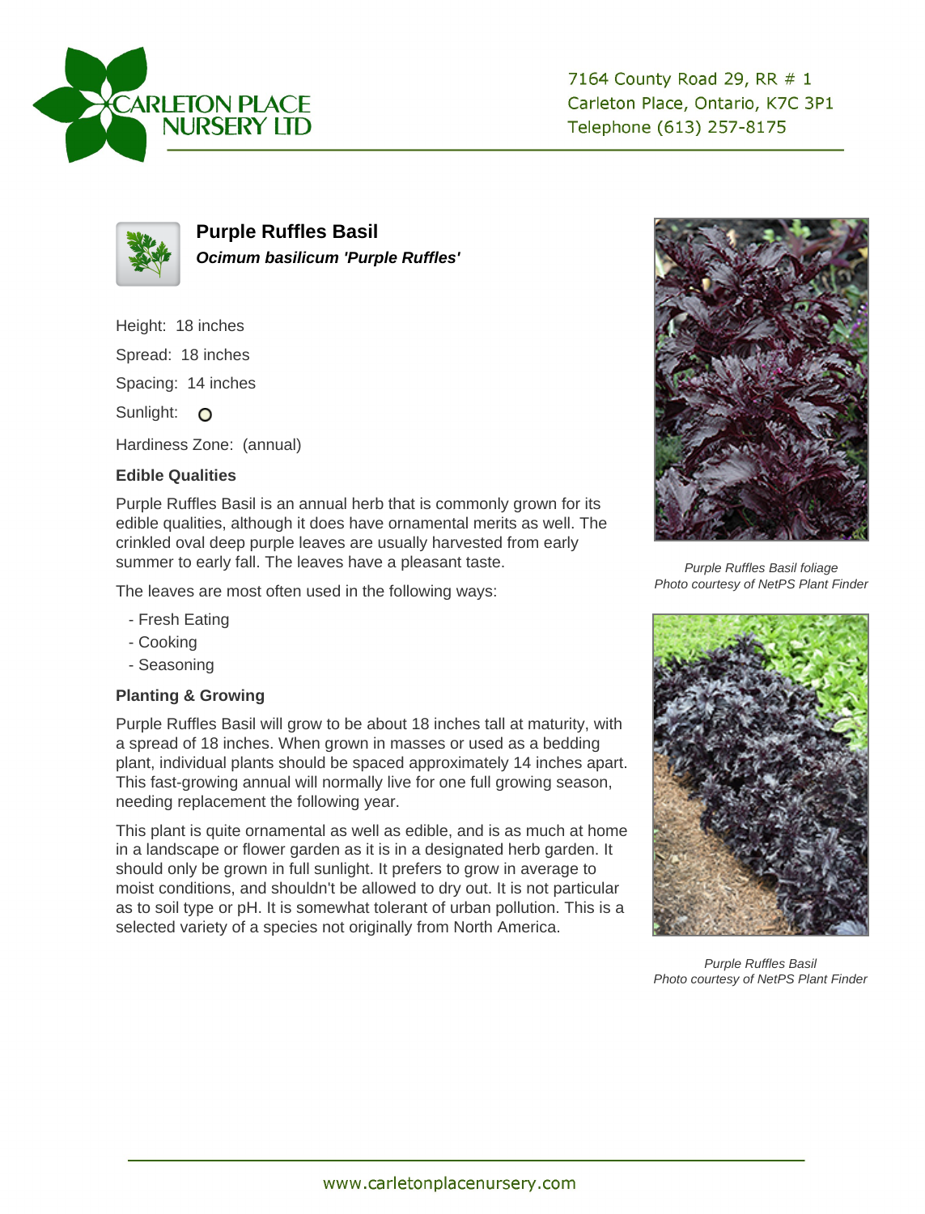7164 County Road 29, RR # 1
Carleton Place, Ontario, K7C 3P1
Telephone (613) 257-8175

# Purple Ruffles Basil

***Ocimum basilicum 'Purple Ruffles'***

Height: 18 inches

Spread: 18 inches

Spacing: 14 inches

Sunlight: ○

Hardiness Zone: (annual)

**Edible Qualities**

Purple Ruffles Basil is an annual herb that is commonly grown for its edible qualities, although it does have ornamental merits as well. The crinkled oval deep purple leaves are usually harvested from early summer to early fall. The leaves have a pleasant taste.

The leaves are most often used in the following ways:

- Fresh Eating
- Cooking
- Seasoning

**Planting & Growing**

Purple Ruffles Basil will grow to be about 18 inches tall at maturity, with a spread of 18 inches. When grown in masses or used as a bedding plant, individual plants should be spaced approximately 14 inches apart. This fast-growing annual will normally live for one full growing season, needing replacement the following year.

This plant is quite ornamental as well as edible, and is as much at home in a landscape or flower garden as it is in a designated herb garden. It should only be grown in full sunlight. It prefers to grow in average to moist conditions, and shouldn't be allowed to dry out. It is not particular as to soil type or pH. It is somewhat tolerant of urban pollution. This is a selected variety of a species not originally from North America.

*Purple Ruffles Basil foliage*
*Photo courtesy of NetPS Plant Finder*

*Purple Ruffles Basil*
*Photo courtesy of NetPS Plant Finder*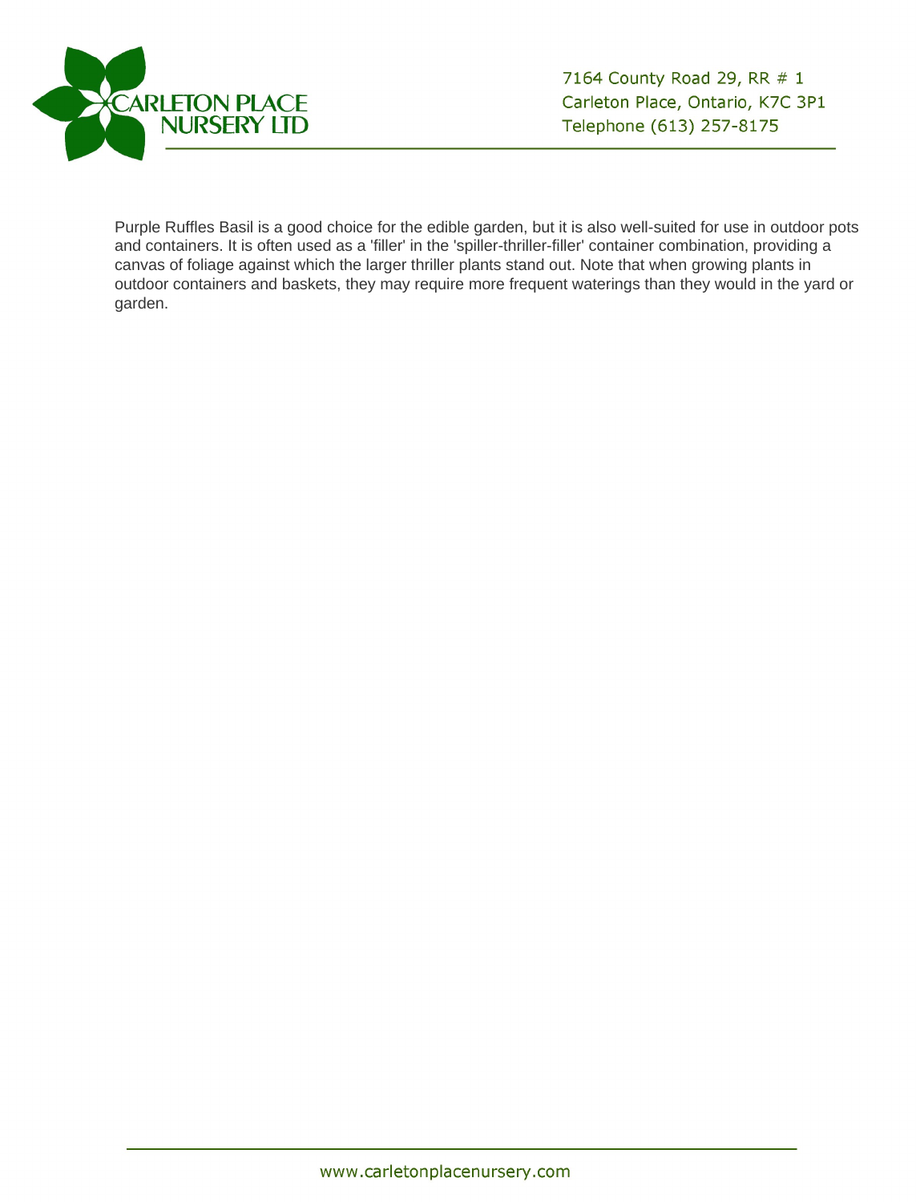Purple Ruffles Basil is a good choice for the edible garden, but it is also well-suited for use in outdoor pots and containers. It is often used as a 'filler' in the 'spiller-thriller-filler' container combination, providing a canvas of foliage against which the larger thriller plants stand out. Note that when growing plants in outdoor containers and baskets, they may require more frequent waterings than they would in the yard or garden.